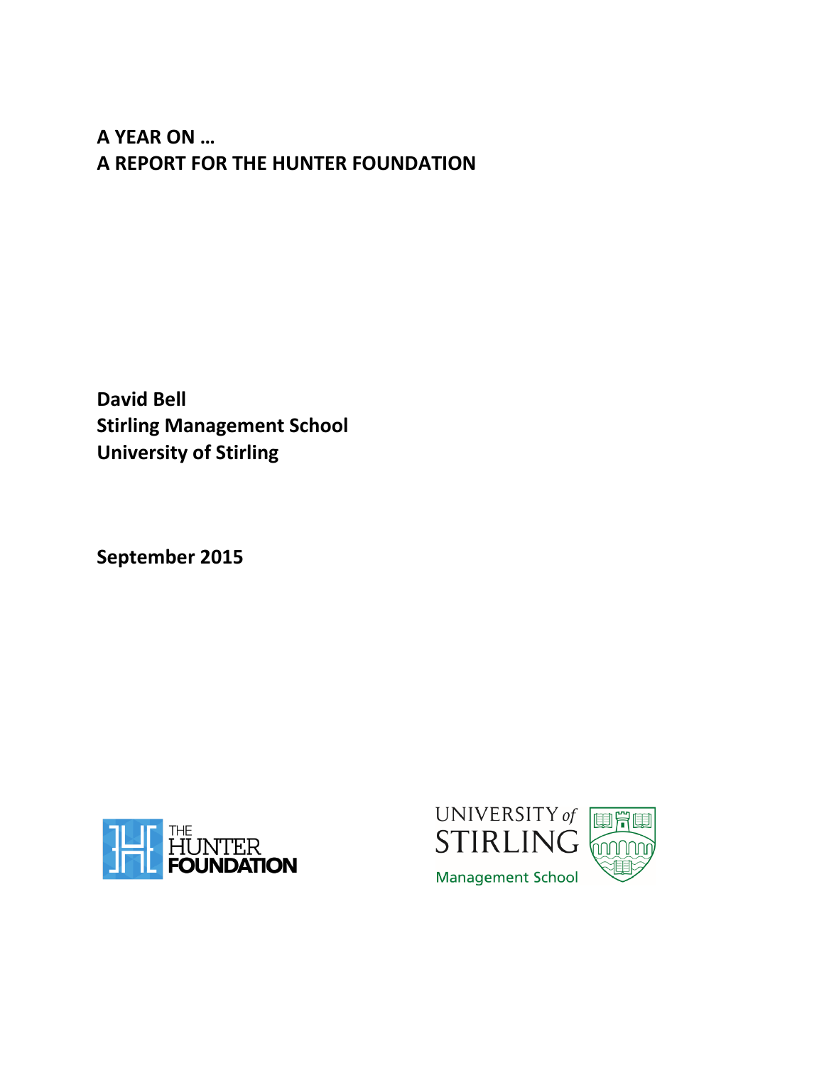# A YEAR ON …
# A REPORT FOR THE HUNTER FOUNDATION

**David Bell**
**Stirling Management School**
**University of Stirling**

**September 2015**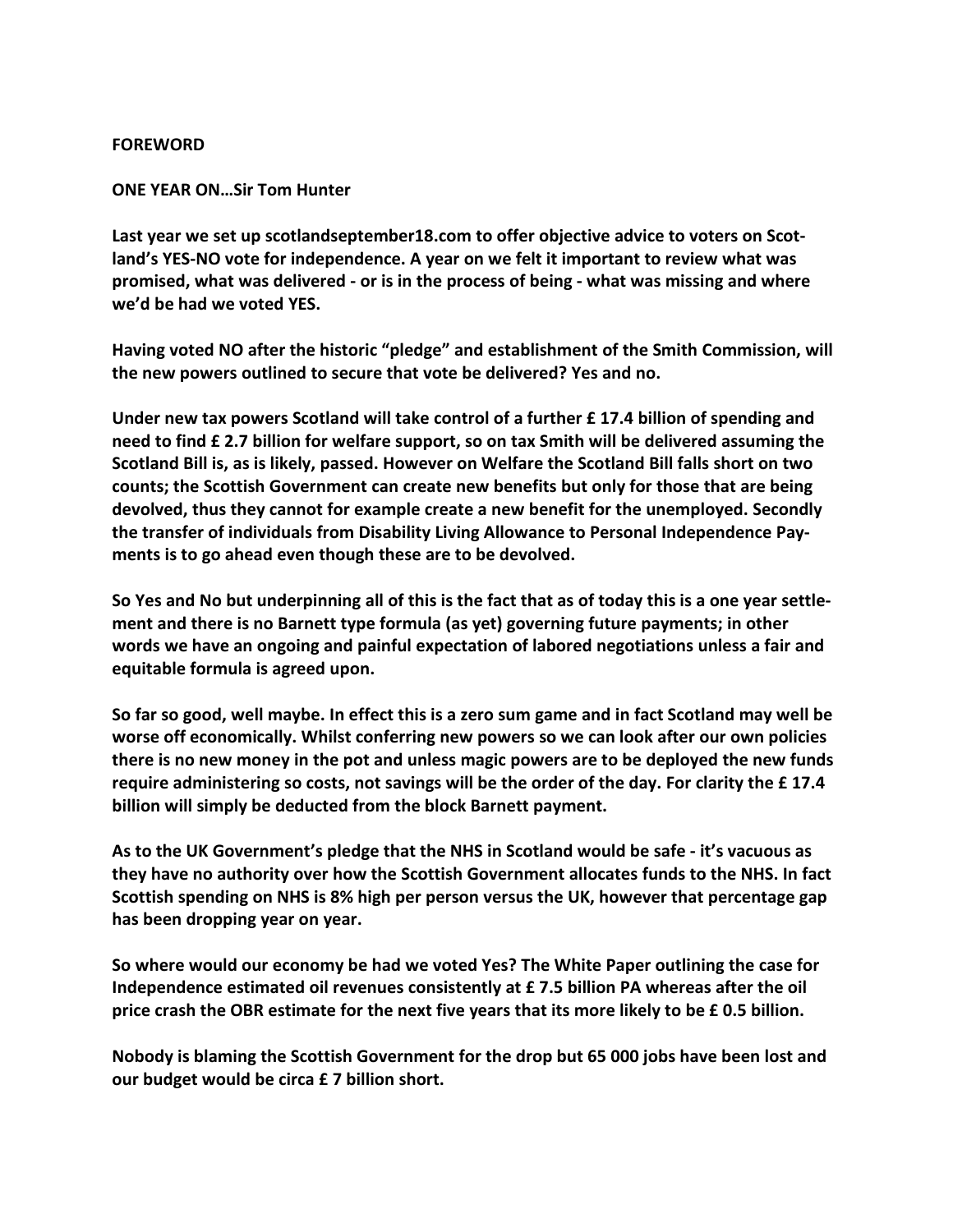# FOREWORD

## ONE YEAR ON…Sir Tom Hunter

**Last year we set up scotlandseptember18.com to offer objective advice to voters on Scotland's YES-NO vote for independence. A year on we felt it important to review what was promised, what was delivered - or is in the process of being - what was missing and where we'd be had we voted YES.**

**Having voted NO after the historic "pledge" and establishment of the Smith Commission, will the new powers outlined to secure that vote be delivered? Yes and no.**

**Under new tax powers Scotland will take control of a further £ 17.4 billion of spending and need to find £ 2.7 billion for welfare support, so on tax Smith will be delivered assuming the Scotland Bill is, as is likely, passed. However on Welfare the Scotland Bill falls short on two counts; the Scottish Government can create new benefits but only for those that are being devolved, thus they cannot for example create a new benefit for the unemployed. Secondly the transfer of individuals from Disability Living Allowance to Personal Independence Payments is to go ahead even though these are to be devolved.**

**So Yes and No but underpinning all of this is the fact that as of today this is a one year settlement and there is no Barnett type formula (as yet) governing future payments; in other words we have an ongoing and painful expectation of labored negotiations unless a fair and equitable formula is agreed upon.**

**So far so good, well maybe. In effect this is a zero sum game and in fact Scotland may well be worse off economically. Whilst conferring new powers so we can look after our own policies there is no new money in the pot and unless magic powers are to be deployed the new funds require administering so costs, not savings will be the order of the day. For clarity the £ 17.4 billion will simply be deducted from the block Barnett payment.**

**As to the UK Government's pledge that the NHS in Scotland would be safe - it's vacuous as they have no authority over how the Scottish Government allocates funds to the NHS. In fact Scottish spending on NHS is 8% high per person versus the UK, however that percentage gap has been dropping year on year.**

**So where would our economy be had we voted Yes? The White Paper outlining the case for Independence estimated oil revenues consistently at £ 7.5 billion PA whereas after the oil price crash the OBR estimate for the next five years that its more likely to be £ 0.5 billion.**

**Nobody is blaming the Scottish Government for the drop but 65 000 jobs have been lost and our budget would be circa £ 7 billion short.**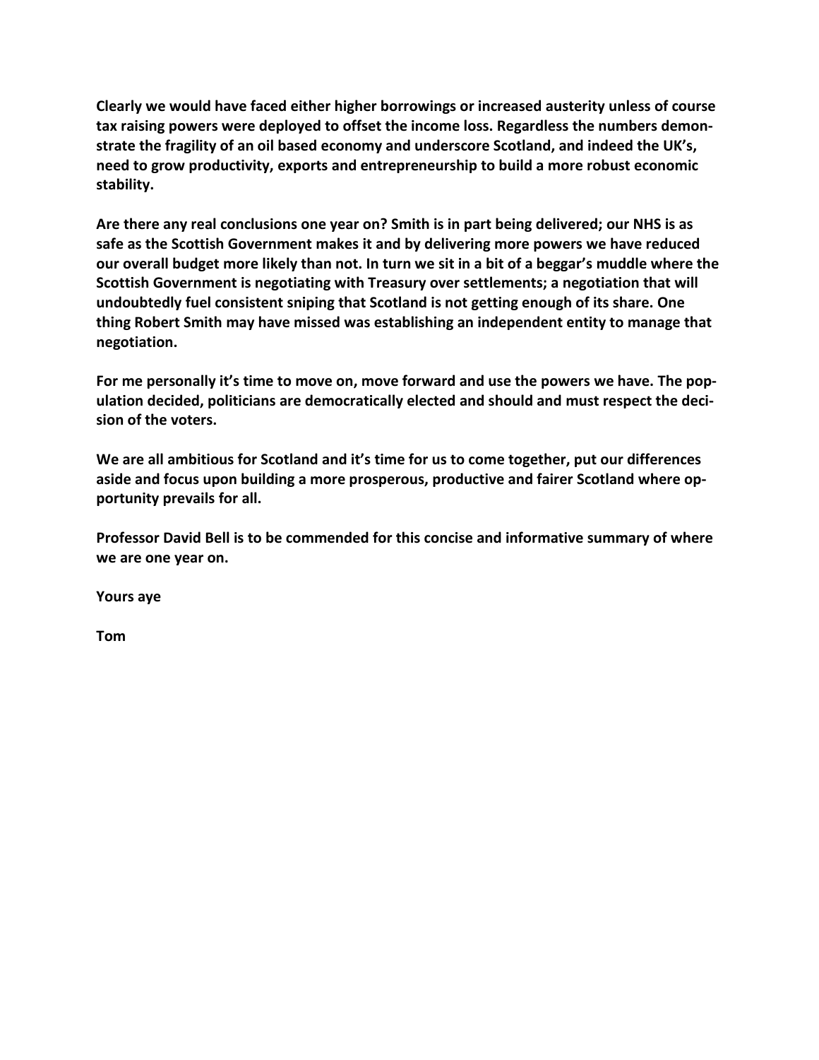**Clearly we would have faced either higher borrowings or increased austerity unless of course tax raising powers were deployed to offset the income loss. Regardless the numbers demonstrate the fragility of an oil based economy and underscore Scotland, and indeed the UK's, need to grow productivity, exports and entrepreneurship to build a more robust economic stability.**

**Are there any real conclusions one year on? Smith is in part being delivered; our NHS is as safe as the Scottish Government makes it and by delivering more powers we have reduced our overall budget more likely than not. In turn we sit in a bit of a beggar's muddle where the Scottish Government is negotiating with Treasury over settlements; a negotiation that will undoubtedly fuel consistent sniping that Scotland is not getting enough of its share. One thing Robert Smith may have missed was establishing an independent entity to manage that negotiation.**

**For me personally it's time to move on, move forward and use the powers we have. The population decided, politicians are democratically elected and should and must respect the decision of the voters.**

**We are all ambitious for Scotland and it's time for us to come together, put our differences aside and focus upon building a more prosperous, productive and fairer Scotland where opportunity prevails for all.**

**Professor David Bell is to be commended for this concise and informative summary of where we are one year on.**

**Yours aye**

**Tom**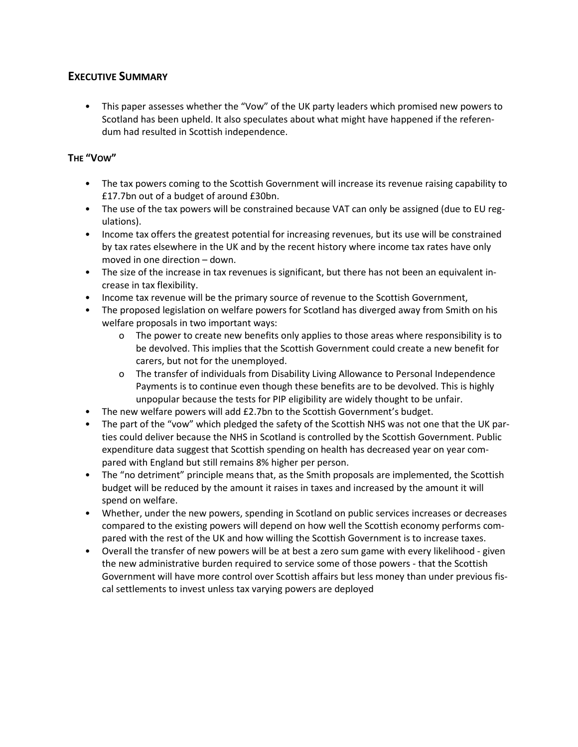## Executive Summary

- This paper assesses whether the "Vow" of the UK party leaders which promised new powers to Scotland has been upheld. It also speculates about what might have happened if the referendum had resulted in Scottish independence.

### The "Vow"

- The tax powers coming to the Scottish Government will increase its revenue raising capability to £17.7bn out of a budget of around £30bn.
- The use of the tax powers will be constrained because VAT can only be assigned (due to EU regulations).
- Income tax offers the greatest potential for increasing revenues, but its use will be constrained by tax rates elsewhere in the UK and by the recent history where income tax rates have only moved in one direction – down.
- The size of the increase in tax revenues is significant, but there has not been an equivalent increase in tax flexibility.
- Income tax revenue will be the primary source of revenue to the Scottish Government,
- The proposed legislation on welfare powers for Scotland has diverged away from Smith on his welfare proposals in two important ways:
  - The power to create new benefits only applies to those areas where responsibility is to be devolved. This implies that the Scottish Government could create a new benefit for carers, but not for the unemployed.
  - The transfer of individuals from Disability Living Allowance to Personal Independence Payments is to continue even though these benefits are to be devolved. This is highly unpopular because the tests for PIP eligibility are widely thought to be unfair.
- The new welfare powers will add £2.7bn to the Scottish Government's budget.
- The part of the "vow" which pledged the safety of the Scottish NHS was not one that the UK parties could deliver because the NHS in Scotland is controlled by the Scottish Government. Public expenditure data suggest that Scottish spending on health has decreased year on year compared with England but still remains 8% higher per person.
- The "no detriment" principle means that, as the Smith proposals are implemented, the Scottish budget will be reduced by the amount it raises in taxes and increased by the amount it will spend on welfare.
- Whether, under the new powers, spending in Scotland on public services increases or decreases compared to the existing powers will depend on how well the Scottish economy performs compared with the rest of the UK and how willing the Scottish Government is to increase taxes.
- Overall the transfer of new powers will be at best a zero sum game with every likelihood - given the new administrative burden required to service some of those powers - that the Scottish Government will have more control over Scottish affairs but less money than under previous fiscal settlements to invest unless tax varying powers are deployed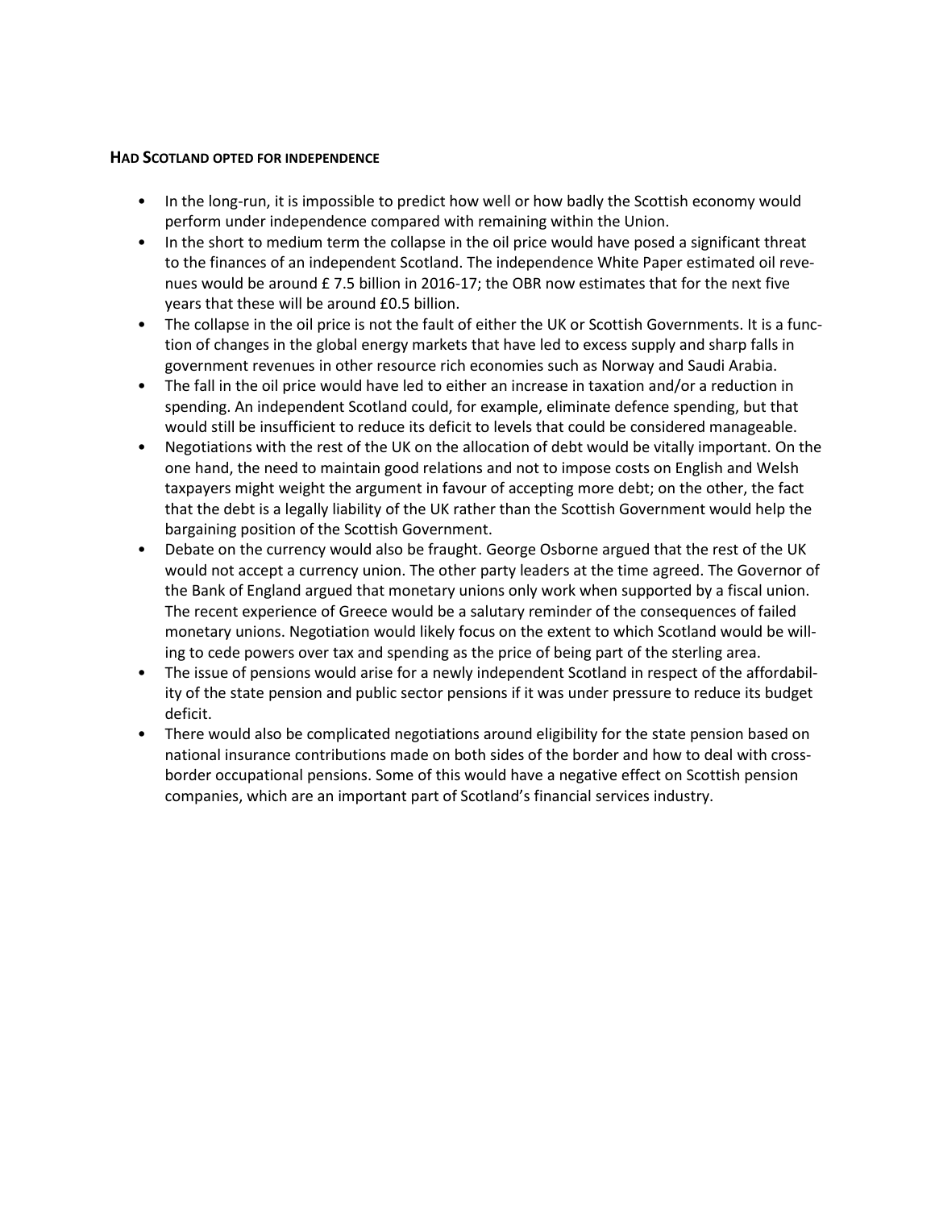### HAD SCOTLAND OPTED FOR INDEPENDENCE

- In the long-run, it is impossible to predict how well or how badly the Scottish economy would perform under independence compared with remaining within the Union.
- In the short to medium term the collapse in the oil price would have posed a significant threat to the finances of an independent Scotland. The independence White Paper estimated oil revenues would be around £ 7.5 billion in 2016-17; the OBR now estimates that for the next five years that these will be around £0.5 billion.
- The collapse in the oil price is not the fault of either the UK or Scottish Governments. It is a function of changes in the global energy markets that have led to excess supply and sharp falls in government revenues in other resource rich economies such as Norway and Saudi Arabia.
- The fall in the oil price would have led to either an increase in taxation and/or a reduction in spending. An independent Scotland could, for example, eliminate defence spending, but that would still be insufficient to reduce its deficit to levels that could be considered manageable.
- Negotiations with the rest of the UK on the allocation of debt would be vitally important. On the one hand, the need to maintain good relations and not to impose costs on English and Welsh taxpayers might weight the argument in favour of accepting more debt; on the other, the fact that the debt is a legally liability of the UK rather than the Scottish Government would help the bargaining position of the Scottish Government.
- Debate on the currency would also be fraught. George Osborne argued that the rest of the UK would not accept a currency union. The other party leaders at the time agreed. The Governor of the Bank of England argued that monetary unions only work when supported by a fiscal union. The recent experience of Greece would be a salutary reminder of the consequences of failed monetary unions. Negotiation would likely focus on the extent to which Scotland would be willing to cede powers over tax and spending as the price of being part of the sterling area.
- The issue of pensions would arise for a newly independent Scotland in respect of the affordability of the state pension and public sector pensions if it was under pressure to reduce its budget deficit.
- There would also be complicated negotiations around eligibility for the state pension based on national insurance contributions made on both sides of the border and how to deal with cross-border occupational pensions. Some of this would have a negative effect on Scottish pension companies, which are an important part of Scotland's financial services industry.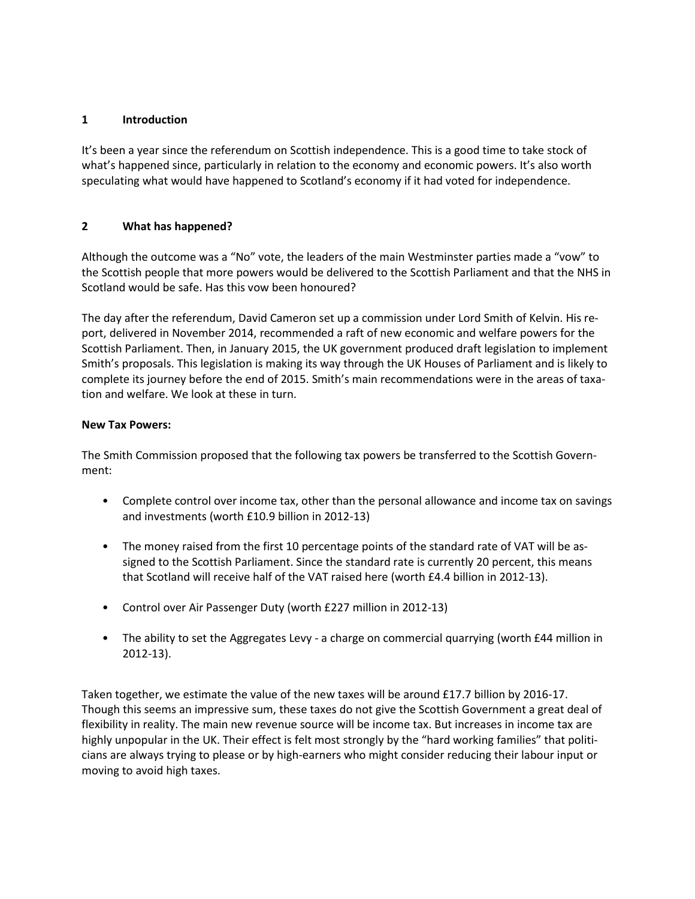## 1 Introduction

It's been a year since the referendum on Scottish independence. This is a good time to take stock of what's happened since, particularly in relation to the economy and economic powers. It's also worth speculating what would have happened to Scotland's economy if it had voted for independence.

## 2 What has happened?

Although the outcome was a "No" vote, the leaders of the main Westminster parties made a "vow" to the Scottish people that more powers would be delivered to the Scottish Parliament and that the NHS in Scotland would be safe. Has this vow been honoured?

The day after the referendum, David Cameron set up a commission under Lord Smith of Kelvin. His report, delivered in November 2014, recommended a raft of new economic and welfare powers for the Scottish Parliament. Then, in January 2015, the UK government produced draft legislation to implement Smith's proposals. This legislation is making its way through the UK Houses of Parliament and is likely to complete its journey before the end of 2015. Smith's main recommendations were in the areas of taxation and welfare. We look at these in turn.

**New Tax Powers:**

The Smith Commission proposed that the following tax powers be transferred to the Scottish Government:

- Complete control over income tax, other than the personal allowance and income tax on savings and investments (worth £10.9 billion in 2012-13)
- The money raised from the first 10 percentage points of the standard rate of VAT will be assigned to the Scottish Parliament. Since the standard rate is currently 20 percent, this means that Scotland will receive half of the VAT raised here (worth £4.4 billion in 2012-13).
- Control over Air Passenger Duty (worth £227 million in 2012-13)
- The ability to set the Aggregates Levy - a charge on commercial quarrying (worth £44 million in 2012-13).

Taken together, we estimate the value of the new taxes will be around £17.7 billion by 2016-17. Though this seems an impressive sum, these taxes do not give the Scottish Government a great deal of flexibility in reality. The main new revenue source will be income tax. But increases in income tax are highly unpopular in the UK. Their effect is felt most strongly by the "hard working families" that politicians are always trying to please or by high-earners who might consider reducing their labour input or moving to avoid high taxes.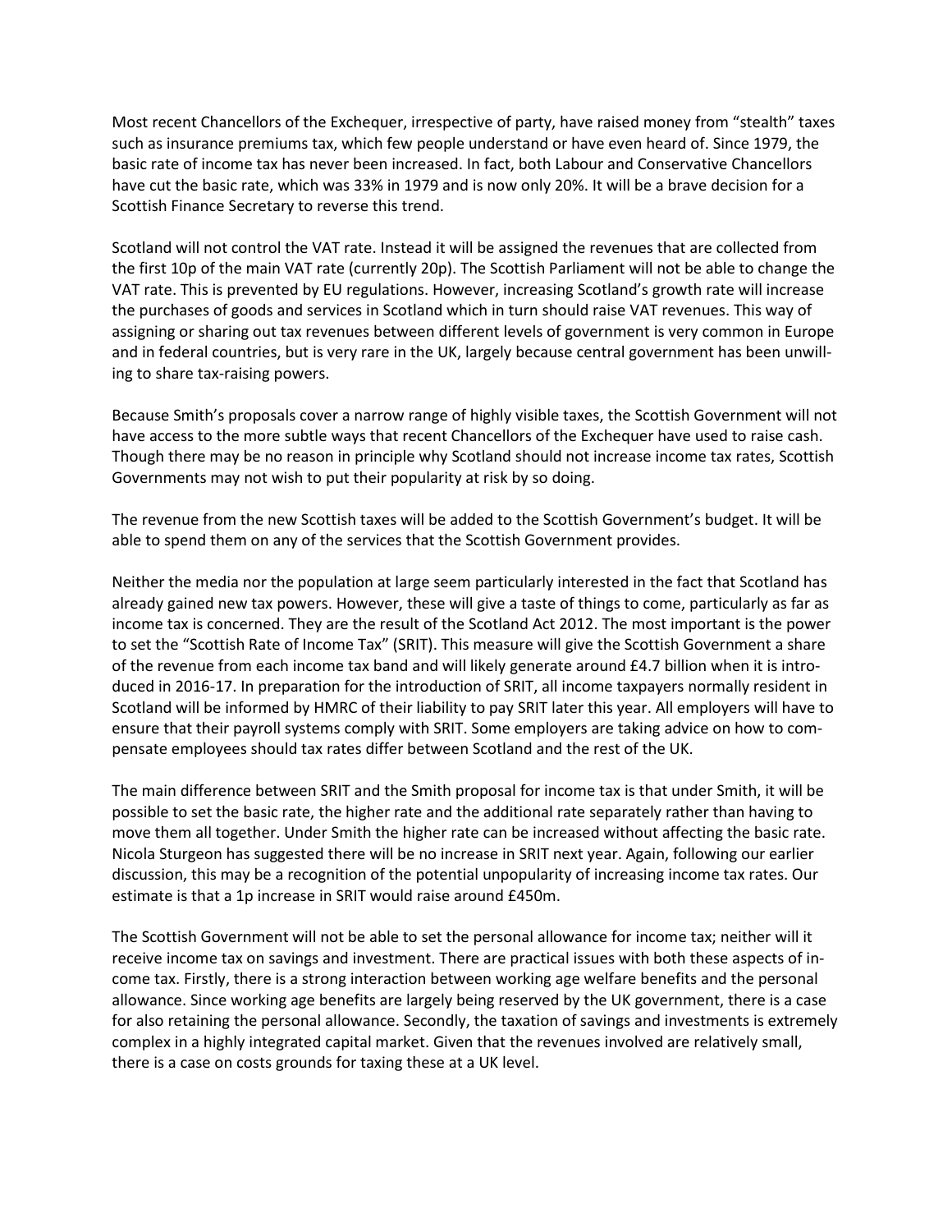Most recent Chancellors of the Exchequer, irrespective of party, have raised money from "stealth" taxes such as insurance premiums tax, which few people understand or have even heard of. Since 1979, the basic rate of income tax has never been increased. In fact, both Labour and Conservative Chancellors have cut the basic rate, which was 33% in 1979 and is now only 20%. It will be a brave decision for a Scottish Finance Secretary to reverse this trend.

Scotland will not control the VAT rate. Instead it will be assigned the revenues that are collected from the first 10p of the main VAT rate (currently 20p). The Scottish Parliament will not be able to change the VAT rate. This is prevented by EU regulations. However, increasing Scotland's growth rate will increase the purchases of goods and services in Scotland which in turn should raise VAT revenues. This way of assigning or sharing out tax revenues between different levels of government is very common in Europe and in federal countries, but is very rare in the UK, largely because central government has been unwilling to share tax-raising powers.

Because Smith's proposals cover a narrow range of highly visible taxes, the Scottish Government will not have access to the more subtle ways that recent Chancellors of the Exchequer have used to raise cash. Though there may be no reason in principle why Scotland should not increase income tax rates, Scottish Governments may not wish to put their popularity at risk by so doing.

The revenue from the new Scottish taxes will be added to the Scottish Government's budget. It will be able to spend them on any of the services that the Scottish Government provides.

Neither the media nor the population at large seem particularly interested in the fact that Scotland has already gained new tax powers. However, these will give a taste of things to come, particularly as far as income tax is concerned. They are the result of the Scotland Act 2012. The most important is the power to set the "Scottish Rate of Income Tax" (SRIT). This measure will give the Scottish Government a share of the revenue from each income tax band and will likely generate around £4.7 billion when it is introduced in 2016-17. In preparation for the introduction of SRIT, all income taxpayers normally resident in Scotland will be informed by HMRC of their liability to pay SRIT later this year. All employers will have to ensure that their payroll systems comply with SRIT. Some employers are taking advice on how to compensate employees should tax rates differ between Scotland and the rest of the UK.

The main difference between SRIT and the Smith proposal for income tax is that under Smith, it will be possible to set the basic rate, the higher rate and the additional rate separately rather than having to move them all together. Under Smith the higher rate can be increased without affecting the basic rate. Nicola Sturgeon has suggested there will be no increase in SRIT next year. Again, following our earlier discussion, this may be a recognition of the potential unpopularity of increasing income tax rates. Our estimate is that a 1p increase in SRIT would raise around £450m.

The Scottish Government will not be able to set the personal allowance for income tax; neither will it receive income tax on savings and investment. There are practical issues with both these aspects of income tax. Firstly, there is a strong interaction between working age welfare benefits and the personal allowance. Since working age benefits are largely being reserved by the UK government, there is a case for also retaining the personal allowance. Secondly, the taxation of savings and investments is extremely complex in a highly integrated capital market. Given that the revenues involved are relatively small, there is a case on costs grounds for taxing these at a UK level.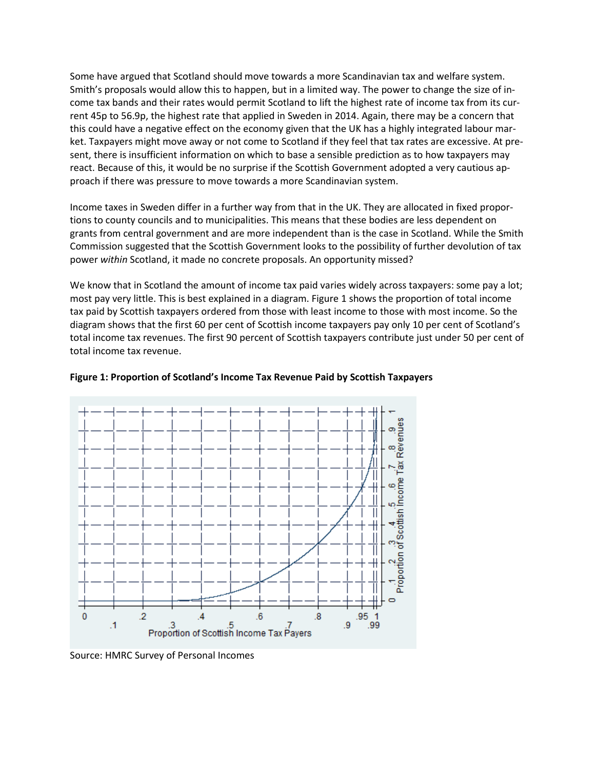Some have argued that Scotland should move towards a more Scandinavian tax and welfare system. Smith's proposals would allow this to happen, but in a limited way. The power to change the size of income tax bands and their rates would permit Scotland to lift the highest rate of income tax from its current 45p to 56.9p, the highest rate that applied in Sweden in 2014. Again, there may be a concern that this could have a negative effect on the economy given that the UK has a highly integrated labour market. Taxpayers might move away or not come to Scotland if they feel that tax rates are excessive. At present, there is insufficient information on which to base a sensible prediction as to how taxpayers may react. Because of this, it would be no surprise if the Scottish Government adopted a very cautious approach if there was pressure to move towards a more Scandinavian system.

Income taxes in Sweden differ in a further way from that in the UK. They are allocated in fixed proportions to county councils and to municipalities. This means that these bodies are less dependent on grants from central government and are more independent than is the case in Scotland. While the Smith Commission suggested that the Scottish Government looks to the possibility of further devolution of tax power *within* Scotland, it made no concrete proposals. An opportunity missed?

We know that in Scotland the amount of income tax paid varies widely across taxpayers: some pay a lot; most pay very little. This is best explained in a diagram. Figure 1 shows the proportion of total income tax paid by Scottish taxpayers ordered from those with least income to those with most income. So the diagram shows that the first 60 per cent of Scottish income taxpayers pay only 10 per cent of Scotland's total income tax revenues. The first 90 percent of Scottish taxpayers contribute just under 50 per cent of total income tax revenue.

**Figure 1: Proportion of Scotland's Income Tax Revenue Paid by Scottish Taxpayers**

Source: HMRC Survey of Personal Incomes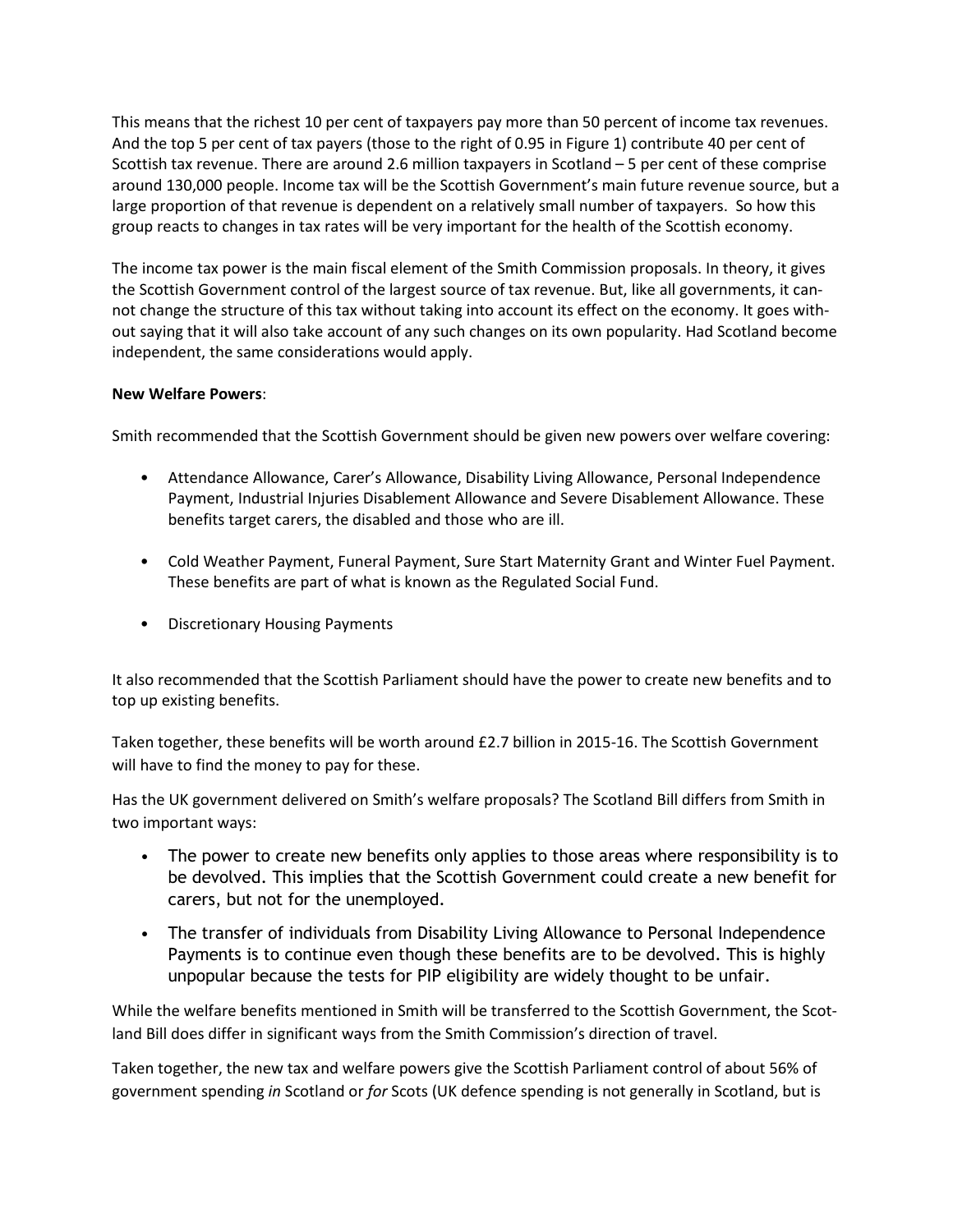This means that the richest 10 per cent of taxpayers pay more than 50 percent of income tax revenues. And the top 5 per cent of tax payers (those to the right of 0.95 in Figure 1) contribute 40 per cent of Scottish tax revenue. There are around 2.6 million taxpayers in Scotland – 5 per cent of these comprise around 130,000 people. Income tax will be the Scottish Government's main future revenue source, but a large proportion of that revenue is dependent on a relatively small number of taxpayers. So how this group reacts to changes in tax rates will be very important for the health of the Scottish economy.

The income tax power is the main fiscal element of the Smith Commission proposals. In theory, it gives the Scottish Government control of the largest source of tax revenue. But, like all governments, it cannot change the structure of this tax without taking into account its effect on the economy. It goes without saying that it will also take account of any such changes on its own popularity. Had Scotland become independent, the same considerations would apply.

**New Welfare Powers**:

Smith recommended that the Scottish Government should be given new powers over welfare covering:

- Attendance Allowance, Carer's Allowance, Disability Living Allowance, Personal Independence Payment, Industrial Injuries Disablement Allowance and Severe Disablement Allowance. These benefits target carers, the disabled and those who are ill.
- Cold Weather Payment, Funeral Payment, Sure Start Maternity Grant and Winter Fuel Payment. These benefits are part of what is known as the Regulated Social Fund.
- Discretionary Housing Payments

It also recommended that the Scottish Parliament should have the power to create new benefits and to top up existing benefits.

Taken together, these benefits will be worth around £2.7 billion in 2015-16. The Scottish Government will have to find the money to pay for these.

Has the UK government delivered on Smith's welfare proposals? The Scotland Bill differs from Smith in two important ways:

- The power to create new benefits only applies to those areas where responsibility is to be devolved. This implies that the Scottish Government could create a new benefit for carers, but not for the unemployed.
- The transfer of individuals from Disability Living Allowance to Personal Independence Payments is to continue even though these benefits are to be devolved. This is highly unpopular because the tests for PIP eligibility are widely thought to be unfair.

While the welfare benefits mentioned in Smith will be transferred to the Scottish Government, the Scotland Bill does differ in significant ways from the Smith Commission's direction of travel.

Taken together, the new tax and welfare powers give the Scottish Parliament control of about 56% of government spending *in* Scotland or *for* Scots (UK defence spending is not generally in Scotland, but is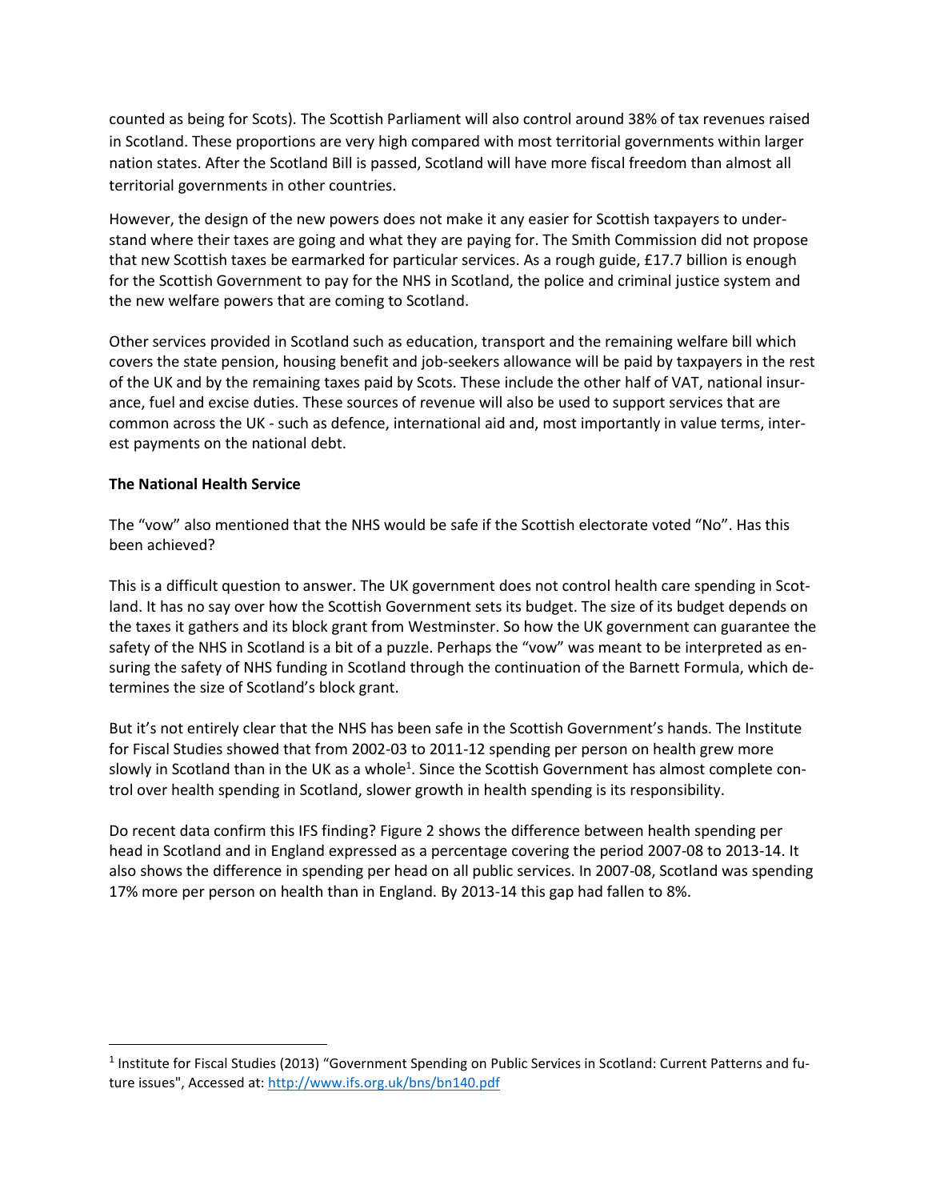counted as being for Scots). The Scottish Parliament will also control around 38% of tax revenues raised in Scotland. These proportions are very high compared with most territorial governments within larger nation states. After the Scotland Bill is passed, Scotland will have more fiscal freedom than almost all territorial governments in other countries.

However, the design of the new powers does not make it any easier for Scottish taxpayers to understand where their taxes are going and what they are paying for. The Smith Commission did not propose that new Scottish taxes be earmarked for particular services. As a rough guide, £17.7 billion is enough for the Scottish Government to pay for the NHS in Scotland, the police and criminal justice system and the new welfare powers that are coming to Scotland.

Other services provided in Scotland such as education, transport and the remaining welfare bill which covers the state pension, housing benefit and job-seekers allowance will be paid by taxpayers in the rest of the UK and by the remaining taxes paid by Scots. These include the other half of VAT, national insurance, fuel and excise duties. These sources of revenue will also be used to support services that are common across the UK - such as defence, international aid and, most importantly in value terms, interest payments on the national debt.

**The National Health Service**

The "vow" also mentioned that the NHS would be safe if the Scottish electorate voted "No". Has this been achieved?

This is a difficult question to answer. The UK government does not control health care spending in Scotland. It has no say over how the Scottish Government sets its budget. The size of its budget depends on the taxes it gathers and its block grant from Westminster. So how the UK government can guarantee the safety of the NHS in Scotland is a bit of a puzzle. Perhaps the "vow" was meant to be interpreted as ensuring the safety of NHS funding in Scotland through the continuation of the Barnett Formula, which determines the size of Scotland's block grant.

But it's not entirely clear that the NHS has been safe in the Scottish Government's hands. The Institute for Fiscal Studies showed that from 2002-03 to 2011-12 spending per person on health grew more slowly in Scotland than in the UK as a whole[1]. Since the Scottish Government has almost complete control over health spending in Scotland, slower growth in health spending is its responsibility.

Do recent data confirm this IFS finding? Figure 2 shows the difference between health spending per head in Scotland and in England expressed as a percentage covering the period 2007-08 to 2013-14. It also shows the difference in spending per head on all public services. In 2007-08, Scotland was spending 17% more per person on health than in England. By 2013-14 this gap had fallen to 8%.

[1] Institute for Fiscal Studies (2013) "Government Spending on Public Services in Scotland: Current Patterns and future issues", Accessed at: http://www.ifs.org.uk/bns/bn140.pdf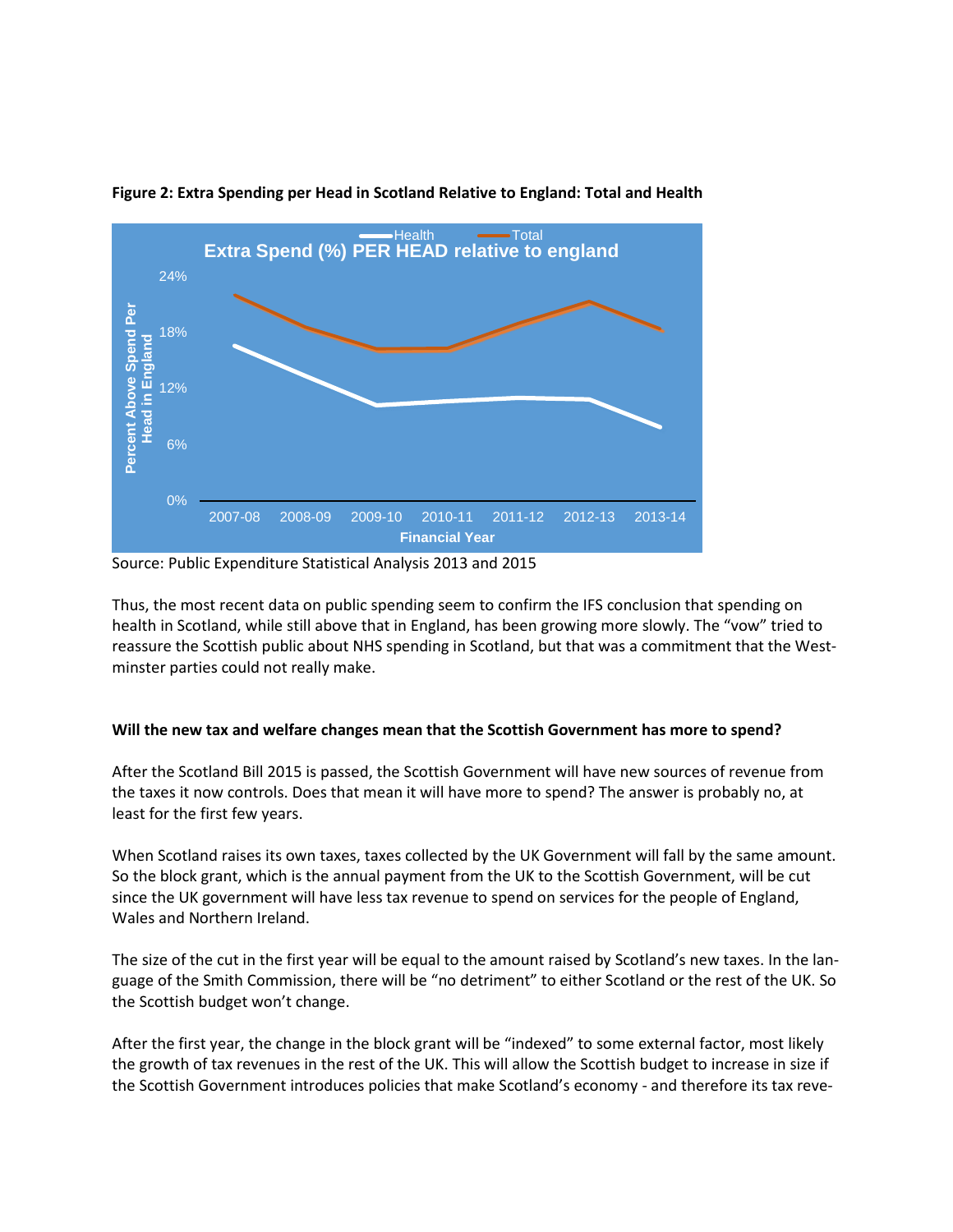**Figure 2: Extra Spending per Head in Scotland Relative to England: Total and Health**

Source: Public Expenditure Statistical Analysis 2013 and 2015

Thus, the most recent data on public spending seem to confirm the IFS conclusion that spending on health in Scotland, while still above that in England, has been growing more slowly. The "vow" tried to reassure the Scottish public about NHS spending in Scotland, but that was a commitment that the Westminster parties could not really make.

**Will the new tax and welfare changes mean that the Scottish Government has more to spend?**

After the Scotland Bill 2015 is passed, the Scottish Government will have new sources of revenue from the taxes it now controls. Does that mean it will have more to spend? The answer is probably no, at least for the first few years.

When Scotland raises its own taxes, taxes collected by the UK Government will fall by the same amount. So the block grant, which is the annual payment from the UK to the Scottish Government, will be cut since the UK government will have less tax revenue to spend on services for the people of England, Wales and Northern Ireland.

The size of the cut in the first year will be equal to the amount raised by Scotland's new taxes. In the language of the Smith Commission, there will be "no detriment" to either Scotland or the rest of the UK. So the Scottish budget won't change.

After the first year, the change in the block grant will be "indexed" to some external factor, most likely the growth of tax revenues in the rest of the UK. This will allow the Scottish budget to increase in size if the Scottish Government introduces policies that make Scotland's economy - and therefore its tax reve-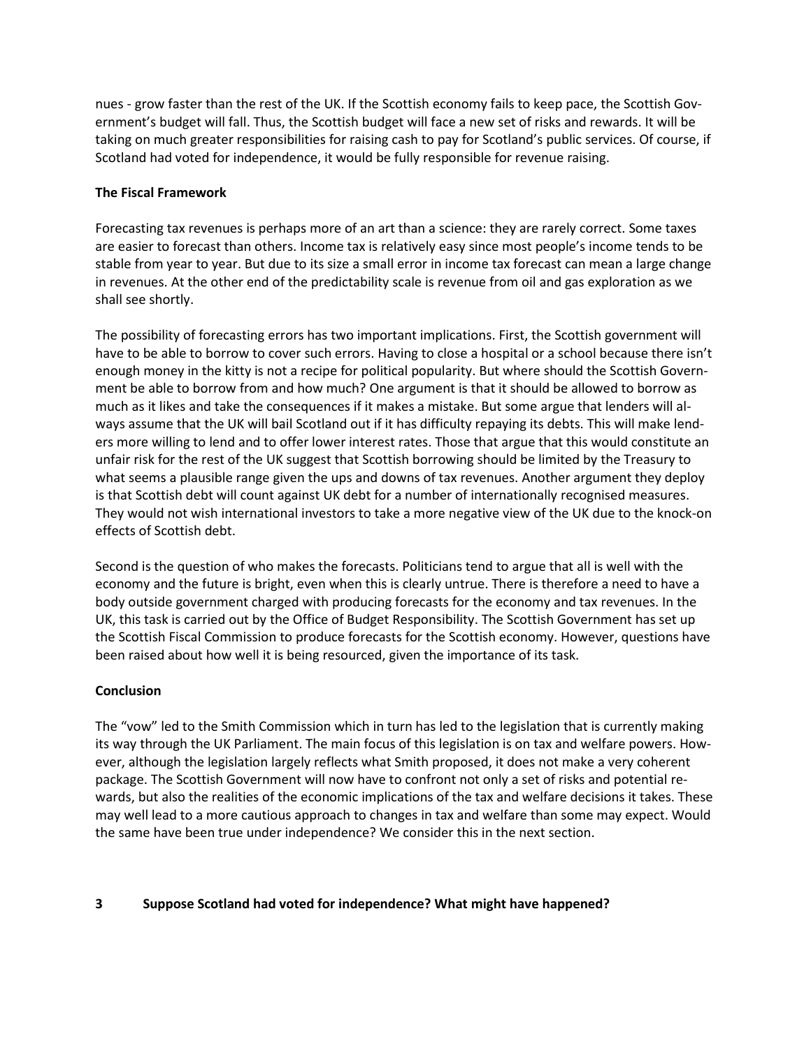nues - grow faster than the rest of the UK. If the Scottish economy fails to keep pace, the Scottish Government's budget will fall. Thus, the Scottish budget will face a new set of risks and rewards. It will be taking on much greater responsibilities for raising cash to pay for Scotland's public services. Of course, if Scotland had voted for independence, it would be fully responsible for revenue raising.

**The Fiscal Framework**

Forecasting tax revenues is perhaps more of an art than a science: they are rarely correct. Some taxes are easier to forecast than others. Income tax is relatively easy since most people's income tends to be stable from year to year. But due to its size a small error in income tax forecast can mean a large change in revenues. At the other end of the predictability scale is revenue from oil and gas exploration as we shall see shortly.

The possibility of forecasting errors has two important implications. First, the Scottish government will have to be able to borrow to cover such errors. Having to close a hospital or a school because there isn't enough money in the kitty is not a recipe for political popularity. But where should the Scottish Government be able to borrow from and how much? One argument is that it should be allowed to borrow as much as it likes and take the consequences if it makes a mistake. But some argue that lenders will always assume that the UK will bail Scotland out if it has difficulty repaying its debts. This will make lenders more willing to lend and to offer lower interest rates. Those that argue that this would constitute an unfair risk for the rest of the UK suggest that Scottish borrowing should be limited by the Treasury to what seems a plausible range given the ups and downs of tax revenues. Another argument they deploy is that Scottish debt will count against UK debt for a number of internationally recognised measures. They would not wish international investors to take a more negative view of the UK due to the knock-on effects of Scottish debt.

Second is the question of who makes the forecasts. Politicians tend to argue that all is well with the economy and the future is bright, even when this is clearly untrue. There is therefore a need to have a body outside government charged with producing forecasts for the economy and tax revenues. In the UK, this task is carried out by the Office of Budget Responsibility. The Scottish Government has set up the Scottish Fiscal Commission to produce forecasts for the Scottish economy. However, questions have been raised about how well it is being resourced, given the importance of its task.

**Conclusion**

The "vow" led to the Smith Commission which in turn has led to the legislation that is currently making its way through the UK Parliament. The main focus of this legislation is on tax and welfare powers. However, although the legislation largely reflects what Smith proposed, it does not make a very coherent package. The Scottish Government will now have to confront not only a set of risks and potential rewards, but also the realities of the economic implications of the tax and welfare decisions it takes. These may well lead to a more cautious approach to changes in tax and welfare than some may expect. Would the same have been true under independence? We consider this in the next section.

## 3 Suppose Scotland had voted for independence? What might have happened?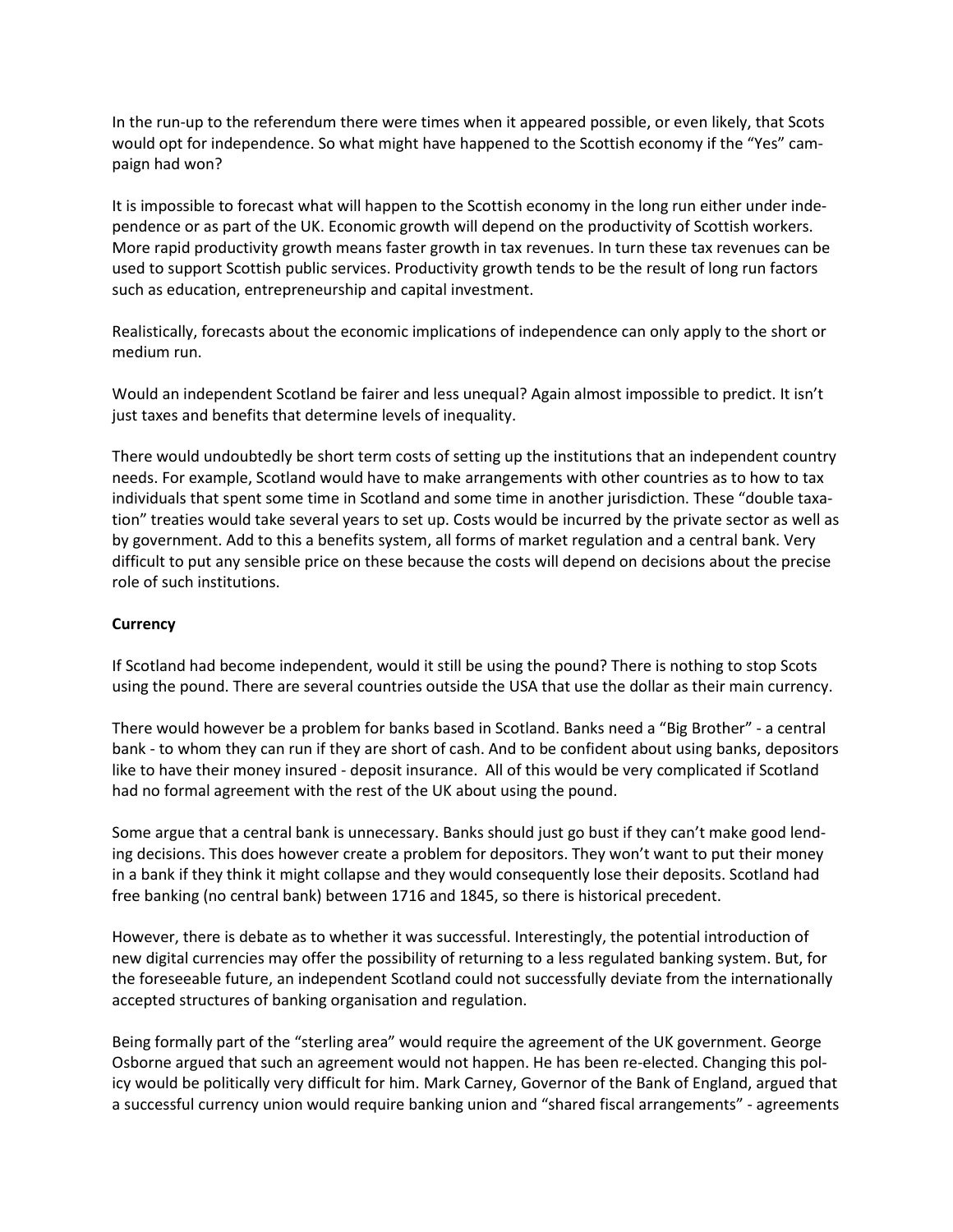In the run-up to the referendum there were times when it appeared possible, or even likely, that Scots would opt for independence. So what might have happened to the Scottish economy if the "Yes" campaign had won?

It is impossible to forecast what will happen to the Scottish economy in the long run either under independence or as part of the UK. Economic growth will depend on the productivity of Scottish workers. More rapid productivity growth means faster growth in tax revenues. In turn these tax revenues can be used to support Scottish public services. Productivity growth tends to be the result of long run factors such as education, entrepreneurship and capital investment.

Realistically, forecasts about the economic implications of independence can only apply to the short or medium run.

Would an independent Scotland be fairer and less unequal? Again almost impossible to predict. It isn't just taxes and benefits that determine levels of inequality.

There would undoubtedly be short term costs of setting up the institutions that an independent country needs. For example, Scotland would have to make arrangements with other countries as to how to tax individuals that spent some time in Scotland and some time in another jurisdiction. These "double taxation" treaties would take several years to set up. Costs would be incurred by the private sector as well as by government. Add to this a benefits system, all forms of market regulation and a central bank. Very difficult to put any sensible price on these because the costs will depend on decisions about the precise role of such institutions.

**Currency**

If Scotland had become independent, would it still be using the pound? There is nothing to stop Scots using the pound. There are several countries outside the USA that use the dollar as their main currency.

There would however be a problem for banks based in Scotland. Banks need a "Big Brother" - a central bank - to whom they can run if they are short of cash. And to be confident about using banks, depositors like to have their money insured - deposit insurance. All of this would be very complicated if Scotland had no formal agreement with the rest of the UK about using the pound.

Some argue that a central bank is unnecessary. Banks should just go bust if they can't make good lending decisions. This does however create a problem for depositors. They won't want to put their money in a bank if they think it might collapse and they would consequently lose their deposits. Scotland had free banking (no central bank) between 1716 and 1845, so there is historical precedent.

However, there is debate as to whether it was successful. Interestingly, the potential introduction of new digital currencies may offer the possibility of returning to a less regulated banking system. But, for the foreseeable future, an independent Scotland could not successfully deviate from the internationally accepted structures of banking organisation and regulation.

Being formally part of the "sterling area" would require the agreement of the UK government. George Osborne argued that such an agreement would not happen. He has been re-elected. Changing this policy would be politically very difficult for him. Mark Carney, Governor of the Bank of England, argued that a successful currency union would require banking union and "shared fiscal arrangements" - agreements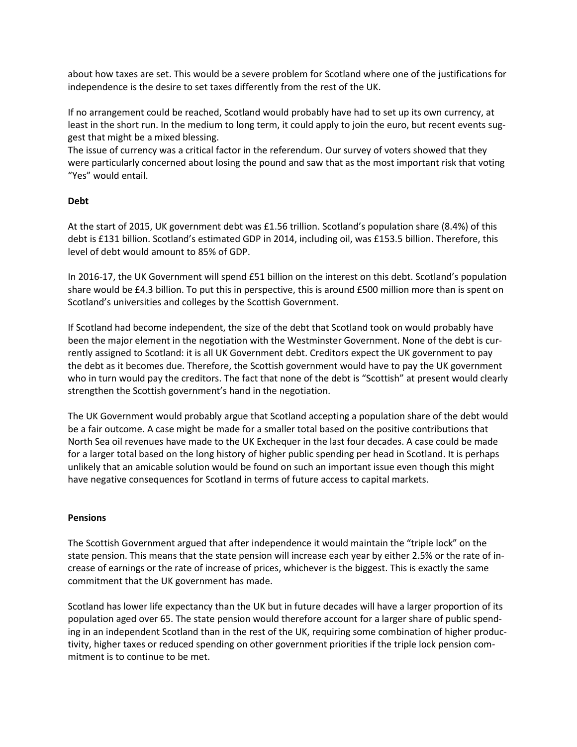about how taxes are set. This would be a severe problem for Scotland where one of the justifications for independence is the desire to set taxes differently from the rest of the UK.

If no arrangement could be reached, Scotland would probably have had to set up its own currency, at least in the short run. In the medium to long term, it could apply to join the euro, but recent events suggest that might be a mixed blessing.
The issue of currency was a critical factor in the referendum. Our survey of voters showed that they were particularly concerned about losing the pound and saw that as the most important risk that voting "Yes" would entail.

**Debt**

At the start of 2015, UK government debt was £1.56 trillion. Scotland's population share (8.4%) of this debt is £131 billion. Scotland's estimated GDP in 2014, including oil, was £153.5 billion. Therefore, this level of debt would amount to 85% of GDP.

In 2016-17, the UK Government will spend £51 billion on the interest on this debt. Scotland's population share would be £4.3 billion. To put this in perspective, this is around £500 million more than is spent on Scotland's universities and colleges by the Scottish Government.

If Scotland had become independent, the size of the debt that Scotland took on would probably have been the major element in the negotiation with the Westminster Government. None of the debt is currently assigned to Scotland: it is all UK Government debt. Creditors expect the UK government to pay the debt as it becomes due. Therefore, the Scottish government would have to pay the UK government who in turn would pay the creditors. The fact that none of the debt is "Scottish" at present would clearly strengthen the Scottish government's hand in the negotiation.

The UK Government would probably argue that Scotland accepting a population share of the debt would be a fair outcome. A case might be made for a smaller total based on the positive contributions that North Sea oil revenues have made to the UK Exchequer in the last four decades. A case could be made for a larger total based on the long history of higher public spending per head in Scotland. It is perhaps unlikely that an amicable solution would be found on such an important issue even though this might have negative consequences for Scotland in terms of future access to capital markets.

**Pensions**

The Scottish Government argued that after independence it would maintain the "triple lock" on the state pension. This means that the state pension will increase each year by either 2.5% or the rate of increase of earnings or the rate of increase of prices, whichever is the biggest. This is exactly the same commitment that the UK government has made.

Scotland has lower life expectancy than the UK but in future decades will have a larger proportion of its population aged over 65. The state pension would therefore account for a larger share of public spending in an independent Scotland than in the rest of the UK, requiring some combination of higher productivity, higher taxes or reduced spending on other government priorities if the triple lock pension commitment is to continue to be met.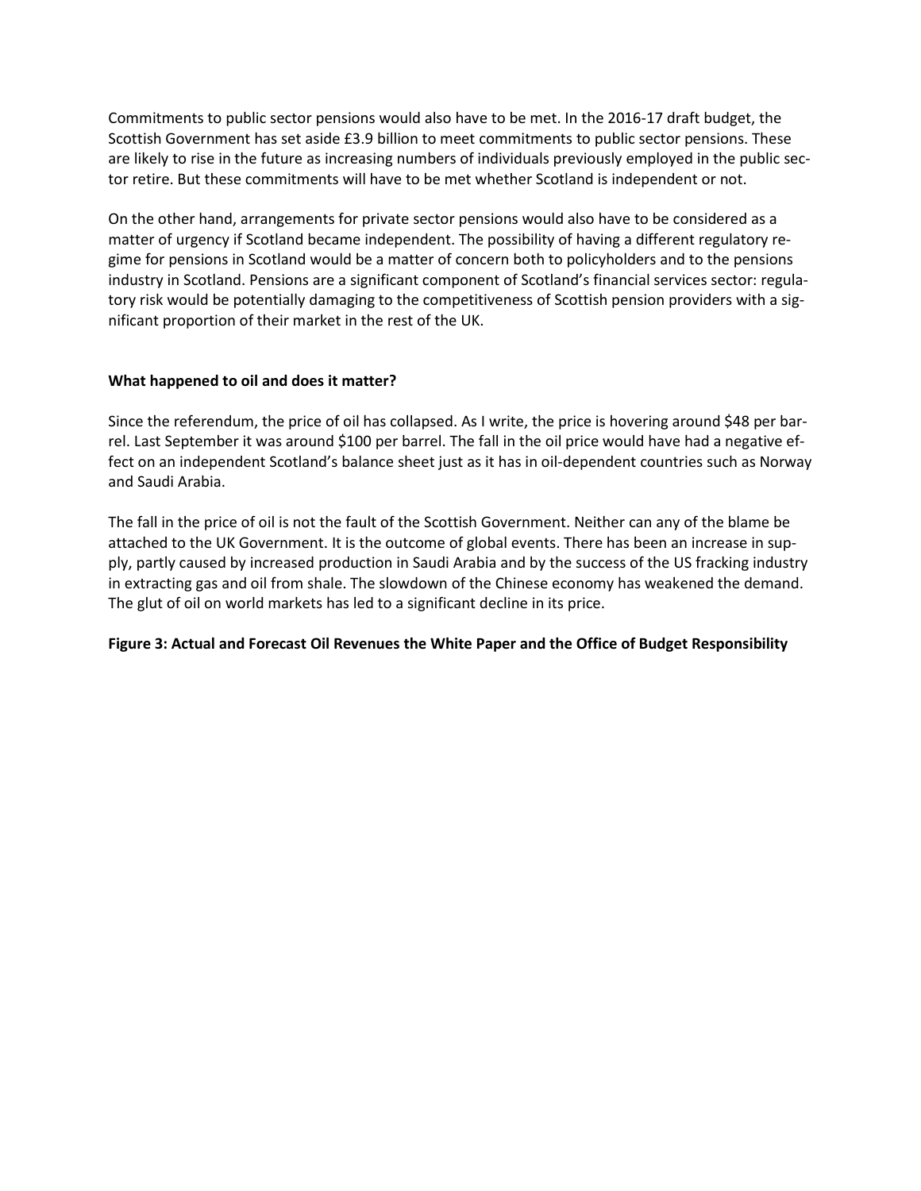Commitments to public sector pensions would also have to be met. In the 2016-17 draft budget, the Scottish Government has set aside £3.9 billion to meet commitments to public sector pensions. These are likely to rise in the future as increasing numbers of individuals previously employed in the public sector retire. But these commitments will have to be met whether Scotland is independent or not.

On the other hand, arrangements for private sector pensions would also have to be considered as a matter of urgency if Scotland became independent. The possibility of having a different regulatory regime for pensions in Scotland would be a matter of concern both to policyholders and to the pensions industry in Scotland. Pensions are a significant component of Scotland's financial services sector: regulatory risk would be potentially damaging to the competitiveness of Scottish pension providers with a significant proportion of their market in the rest of the UK.

### What happened to oil and does it matter?

Since the referendum, the price of oil has collapsed. As I write, the price is hovering around $48 per barrel. Last September it was around $100 per barrel. The fall in the oil price would have had a negative effect on an independent Scotland's balance sheet just as it has in oil-dependent countries such as Norway and Saudi Arabia.

The fall in the price of oil is not the fault of the Scottish Government. Neither can any of the blame be attached to the UK Government. It is the outcome of global events. There has been an increase in supply, partly caused by increased production in Saudi Arabia and by the success of the US fracking industry in extracting gas and oil from shale. The slowdown of the Chinese economy has weakened the demand. The glut of oil on world markets has led to a significant decline in its price.

**Figure 3: Actual and Forecast Oil Revenues the White Paper and the Office of Budget Responsibility**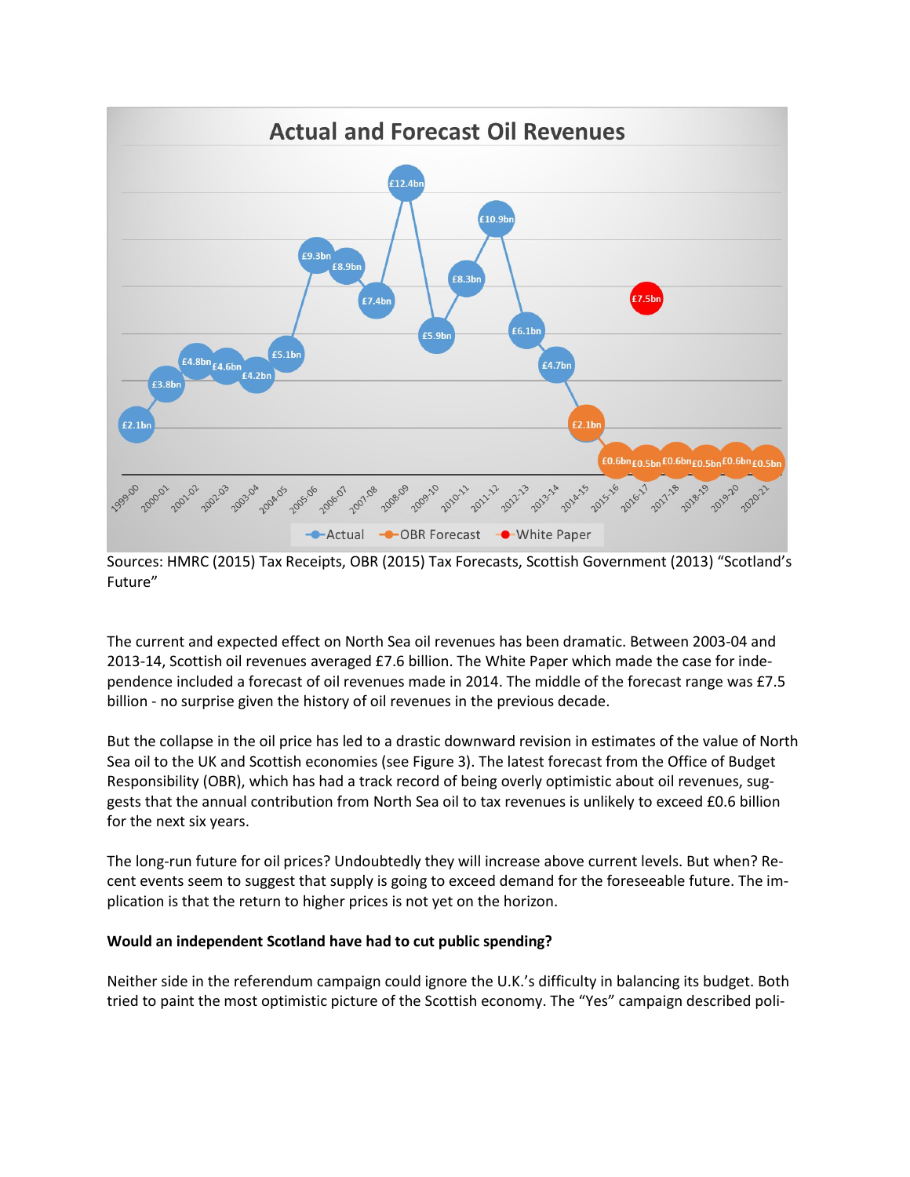**Actual and Forecast Oil Revenues**

| Year | Actual | OBR Forecast | White Paper |
|---|---|---|---|
| 1999-00 | £2.1bn | | |
| 2000-01 | £3.8bn | | |
| 2001-02 | £4.8bn | | |
| 2002-03 | £4.6bn | | |
| 2003-04 | £4.2bn | | |
| 2004-05 | £5.1bn | | |
| 2005-06 | £9.3bn | | |
| 2006-07 | £8.9bn | | |
| 2007-08 | £7.4bn | | |
| 2008-09 | £12.4bn | | |
| 2009-10 | £5.9bn | | |
| 2010-11 | £8.3bn | | |
| 2011-12 | £10.9bn | | |
| 2012-13 | £6.1bn | | |
| 2013-14 | £4.7bn | | |
| 2014-15 | | £2.1bn | |
| 2015-16 | | £0.6bn | |
| 2016-17 | | £0.5bn | £7.5bn |
| 2017-18 | | £0.6bn | |
| 2018-19 | | £0.5bn | |
| 2019-20 | | £0.6bn | |
| 2020-21 | | £0.5bn | |

Sources: HMRC (2015) Tax Receipts, OBR (2015) Tax Forecasts, Scottish Government (2013) "Scotland's Future"

The current and expected effect on North Sea oil revenues has been dramatic. Between 2003-04 and 2013-14, Scottish oil revenues averaged £7.6 billion. The White Paper which made the case for independence included a forecast of oil revenues made in 2014. The middle of the forecast range was £7.5 billion - no surprise given the history of oil revenues in the previous decade.

But the collapse in the oil price has led to a drastic downward revision in estimates of the value of North Sea oil to the UK and Scottish economies (see Figure 3). The latest forecast from the Office of Budget Responsibility (OBR), which has had a track record of being overly optimistic about oil revenues, suggests that the annual contribution from North Sea oil to tax revenues is unlikely to exceed £0.6 billion for the next six years.

The long-run future for oil prices? Undoubtedly they will increase above current levels. But when? Recent events seem to suggest that supply is going to exceed demand for the foreseeable future. The implication is that the return to higher prices is not yet on the horizon.

**Would an independent Scotland have had to cut public spending?**

Neither side in the referendum campaign could ignore the U.K.'s difficulty in balancing its budget. Both tried to paint the most optimistic picture of the Scottish economy. The "Yes" campaign described poli-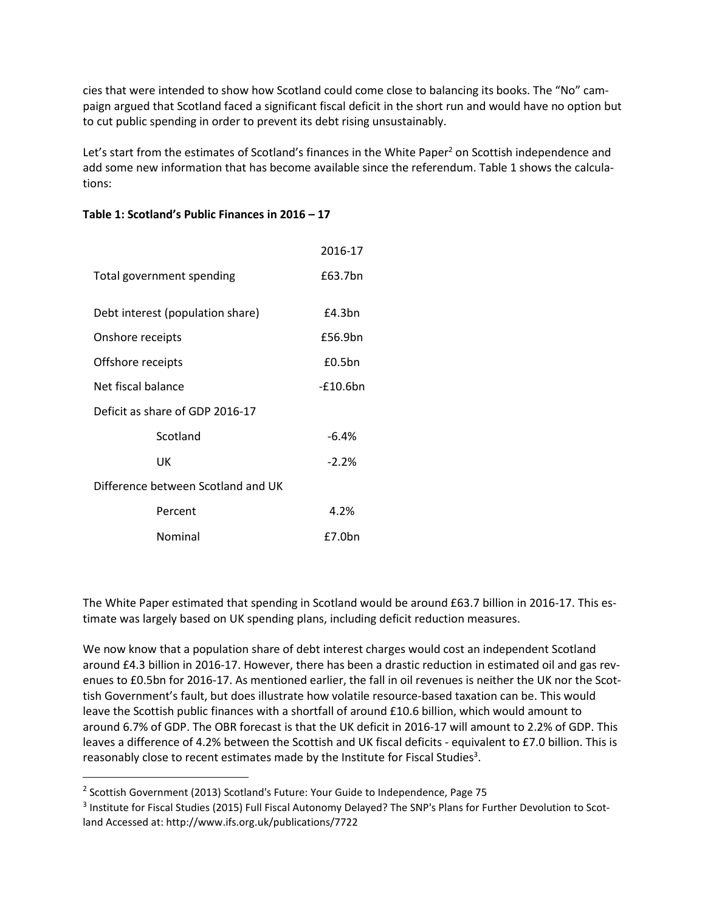cies that were intended to show how Scotland could come close to balancing its books. The "No" campaign argued that Scotland faced a significant fiscal deficit in the short run and would have no option but to cut public spending in order to prevent its debt rising unsustainably.

Let's start from the estimates of Scotland's finances in the White Paper[2] on Scottish independence and add some new information that has become available since the referendum. Table 1 shows the calculations:

**Table 1: Scotland's Public Finances in 2016 – 17**

| | 2016-17 |
|---|---|
| Total government spending | £63.7bn |
| Debt interest (population share) | £4.3bn |
| Onshore receipts | £56.9bn |
| Offshore receipts | £0.5bn |
| Net fiscal balance | -£10.6bn |
| Deficit as share of GDP 2016-17 | |
| Scotland | -6.4% |
| UK | -2.2% |
| Difference between Scotland and UK | |
| Percent | 4.2% |
| Nominal | £7.0bn |

The White Paper estimated that spending in Scotland would be around £63.7 billion in 2016-17. This estimate was largely based on UK spending plans, including deficit reduction measures.

We now know that a population share of debt interest charges would cost an independent Scotland around £4.3 billion in 2016-17. However, there has been a drastic reduction in estimated oil and gas revenues to £0.5bn for 2016-17. As mentioned earlier, the fall in oil revenues is neither the UK nor the Scottish Government's fault, but does illustrate how volatile resource-based taxation can be. This would leave the Scottish public finances with a shortfall of around £10.6 billion, which would amount to around 6.7% of GDP. The OBR forecast is that the UK deficit in 2016-17 will amount to 2.2% of GDP. This leaves a difference of 4.2% between the Scottish and UK fiscal deficits - equivalent to £7.0 billion. This is reasonably close to recent estimates made by the Institute for Fiscal Studies[3].

---

[2] Scottish Government (2013) Scotland's Future: Your Guide to Independence, Page 75

[3] Institute for Fiscal Studies (2015) Full Fiscal Autonomy Delayed? The SNP's Plans for Further Devolution to Scotland Accessed at: http://www.ifs.org.uk/publications/7722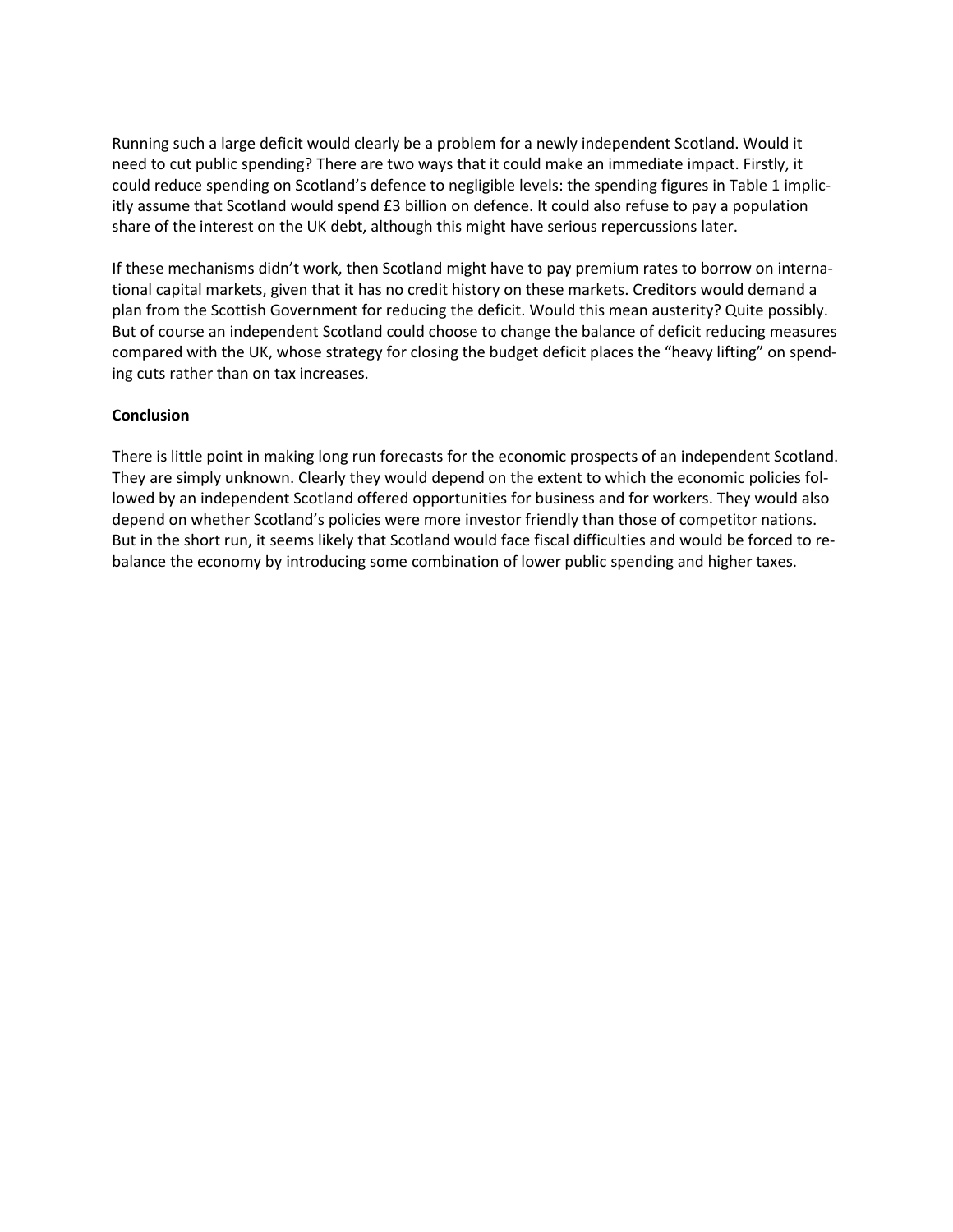Running such a large deficit would clearly be a problem for a newly independent Scotland. Would it need to cut public spending? There are two ways that it could make an immediate impact. Firstly, it could reduce spending on Scotland's defence to negligible levels: the spending figures in Table 1 implicitly assume that Scotland would spend £3 billion on defence. It could also refuse to pay a population share of the interest on the UK debt, although this might have serious repercussions later.

If these mechanisms didn't work, then Scotland might have to pay premium rates to borrow on international capital markets, given that it has no credit history on these markets. Creditors would demand a plan from the Scottish Government for reducing the deficit. Would this mean austerity? Quite possibly. But of course an independent Scotland could choose to change the balance of deficit reducing measures compared with the UK, whose strategy for closing the budget deficit places the "heavy lifting" on spending cuts rather than on tax increases.

**Conclusion**

There is little point in making long run forecasts for the economic prospects of an independent Scotland. They are simply unknown. Clearly they would depend on the extent to which the economic policies followed by an independent Scotland offered opportunities for business and for workers. They would also depend on whether Scotland's policies were more investor friendly than those of competitor nations. But in the short run, it seems likely that Scotland would face fiscal difficulties and would be forced to rebalance the economy by introducing some combination of lower public spending and higher taxes.